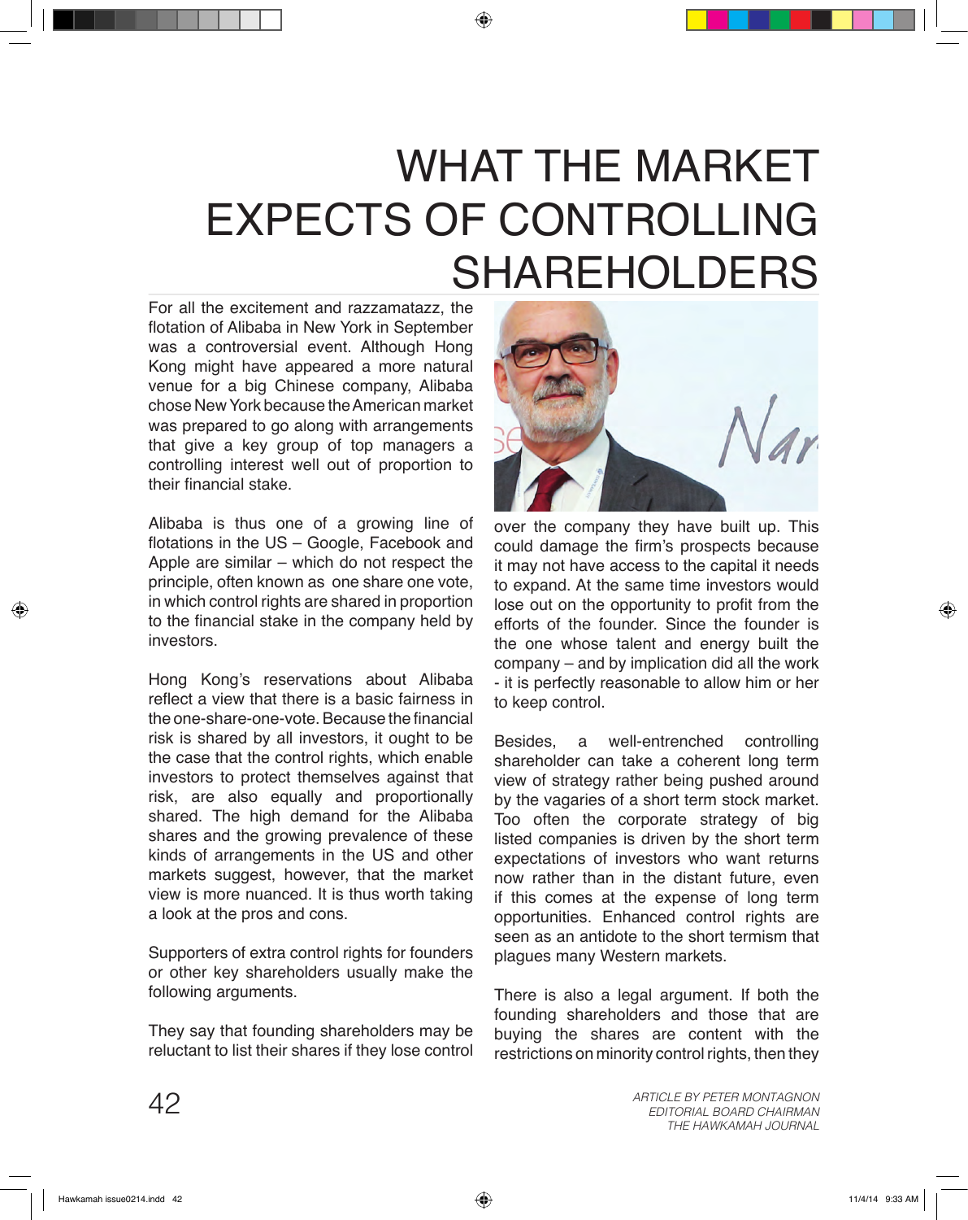# WHAT THE MARKET EXPECTS OF CONTROLLING SHAREHOLDERS

For all the excitement and razzamatazz, the flotation of Alibaba in New York in September was a controversial event. Although Hong Kong might have appeared a more natural venue for a big Chinese company, Alibaba chose New York because the American market was prepared to go along with arrangements that give a key group of top managers a controlling interest well out of proportion to their financial stake.

Alibaba is thus one of a growing line of flotations in the US – Google, Facebook and Apple are similar – which do not respect the principle, often known as one share one vote, in which control rights are shared in proportion to the financial stake in the company held by investors.

Hong Kong's reservations about Alibaba reflect a view that there is a basic fairness in the one-share-one-vote. Because the financial risk is shared by all investors, it ought to be the case that the control rights, which enable investors to protect themselves against that risk, are also equally and proportionally shared. The high demand for the Alibaba shares and the growing prevalence of these kinds of arrangements in the US and other markets suggest, however, that the market view is more nuanced. It is thus worth taking a look at the pros and cons.

Supporters of extra control rights for founders or other key shareholders usually make the following arguments.

They say that founding shareholders may be reluctant to list their shares if they lose control over the company they have built up. This could damage the firm's prospects because it may not have access to the capital it needs to expand. At the same time investors would lose out on the opportunity to profit from the efforts of the founder. Since the founder is the one whose talent and energy built the company – and by implication did all the work - it is perfectly reasonable to allow him or her to keep control.

Besides, a well-entrenched controlling shareholder can take a coherent long term view of strategy rather being pushed around by the vagaries of a short term stock market. Too often the corporate strategy of big listed companies is driven by the short term expectations of investors who want returns now rather than in the distant future, even if this comes at the expense of long term opportunities. Enhanced control rights are seen as an antidote to the short termism that plagues many Western markets.

There is also a legal argument. If both the founding shareholders and those that are buying the shares are content with the restrictions on minority control rights, then they

*ARTICLE BY PETER MONTAGNON*
*EDITORIAL BOARD CHAIRMAN*
*THE HAWKAMAH JOURNAL*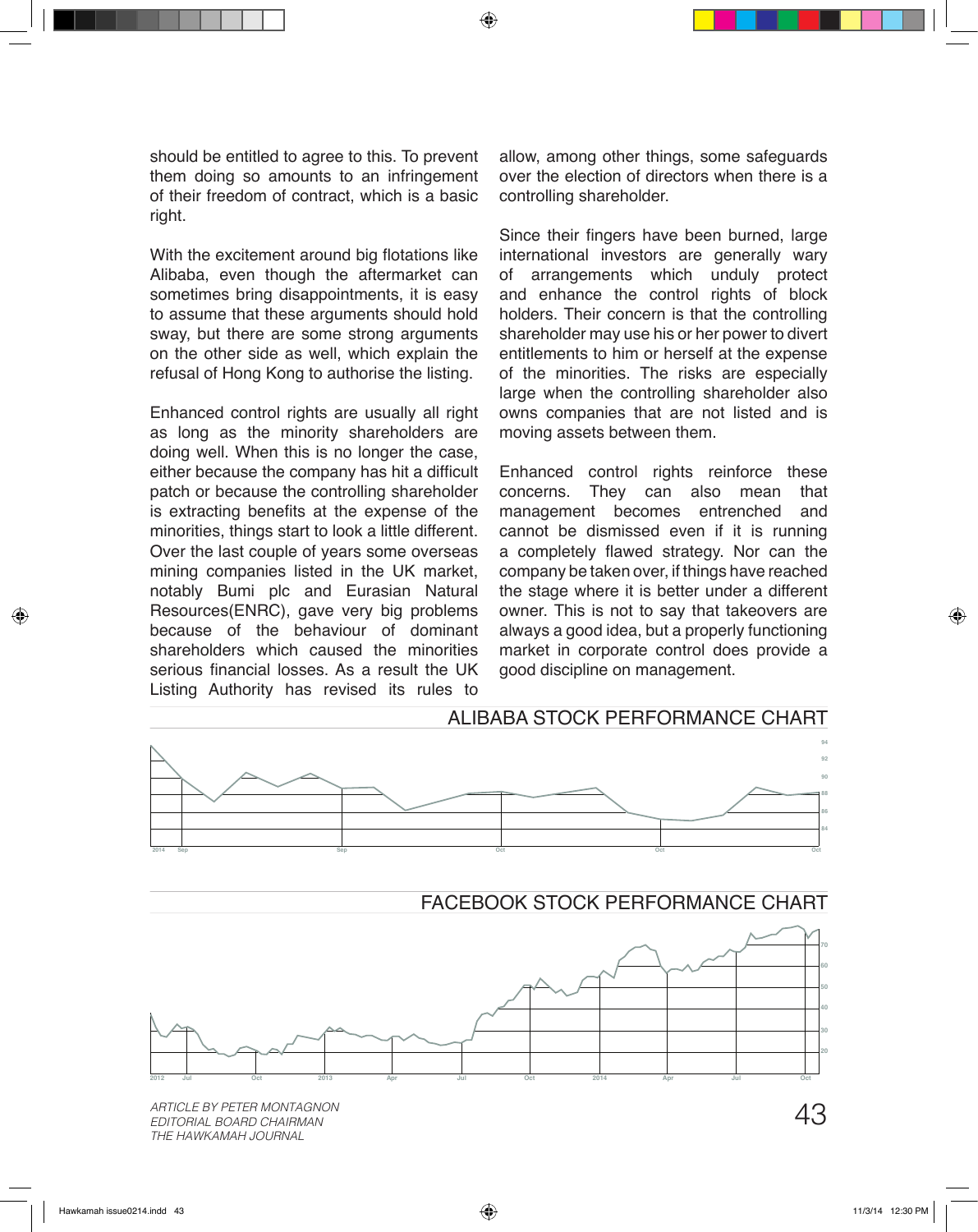should be entitled to agree to this. To prevent them doing so amounts to an infringement of their freedom of contract, which is a basic right.

With the excitement around big flotations like Alibaba, even though the aftermarket can sometimes bring disappointments, it is easy to assume that these arguments should hold sway, but there are some strong arguments on the other side as well, which explain the refusal of Hong Kong to authorise the listing.

Enhanced control rights are usually all right as long as the minority shareholders are doing well. When this is no longer the case, either because the company has hit a difficult patch or because the controlling shareholder is extracting benefits at the expense of the minorities, things start to look a little different. Over the last couple of years some overseas mining companies listed in the UK market, notably Bumi plc and Eurasian Natural Resources(ENRC), gave very big problems because of the behaviour of dominant shareholders which caused the minorities serious financial losses. As a result the UK Listing Authority has revised its rules to allow, among other things, some safeguards over the election of directors when there is a controlling shareholder.

Since their fingers have been burned, large international investors are generally wary of arrangements which unduly protect and enhance the control rights of block holders. Their concern is that the controlling shareholder may use his or her power to divert entitlements to him or herself at the expense of the minorities. The risks are especially large when the controlling shareholder also owns companies that are not listed and is moving assets between them.

Enhanced control rights reinforce these concerns. They can also mean that management becomes entrenched and cannot be dismissed even if it is running a completely flawed strategy. Nor can the company be taken over, if things have reached the stage where it is better under a different owner. This is not to say that takeovers are always a good idea, but a properly functioning market in corporate control does provide a good discipline on management.

## ALIBABA STOCK PERFORMANCE CHART

## FACEBOOK STOCK PERFORMANCE CHART

*ARTICLE BY PETER MONTAGNON*
*EDITORIAL BOARD CHAIRMAN*
*THE HAWKAMAH JOURNAL*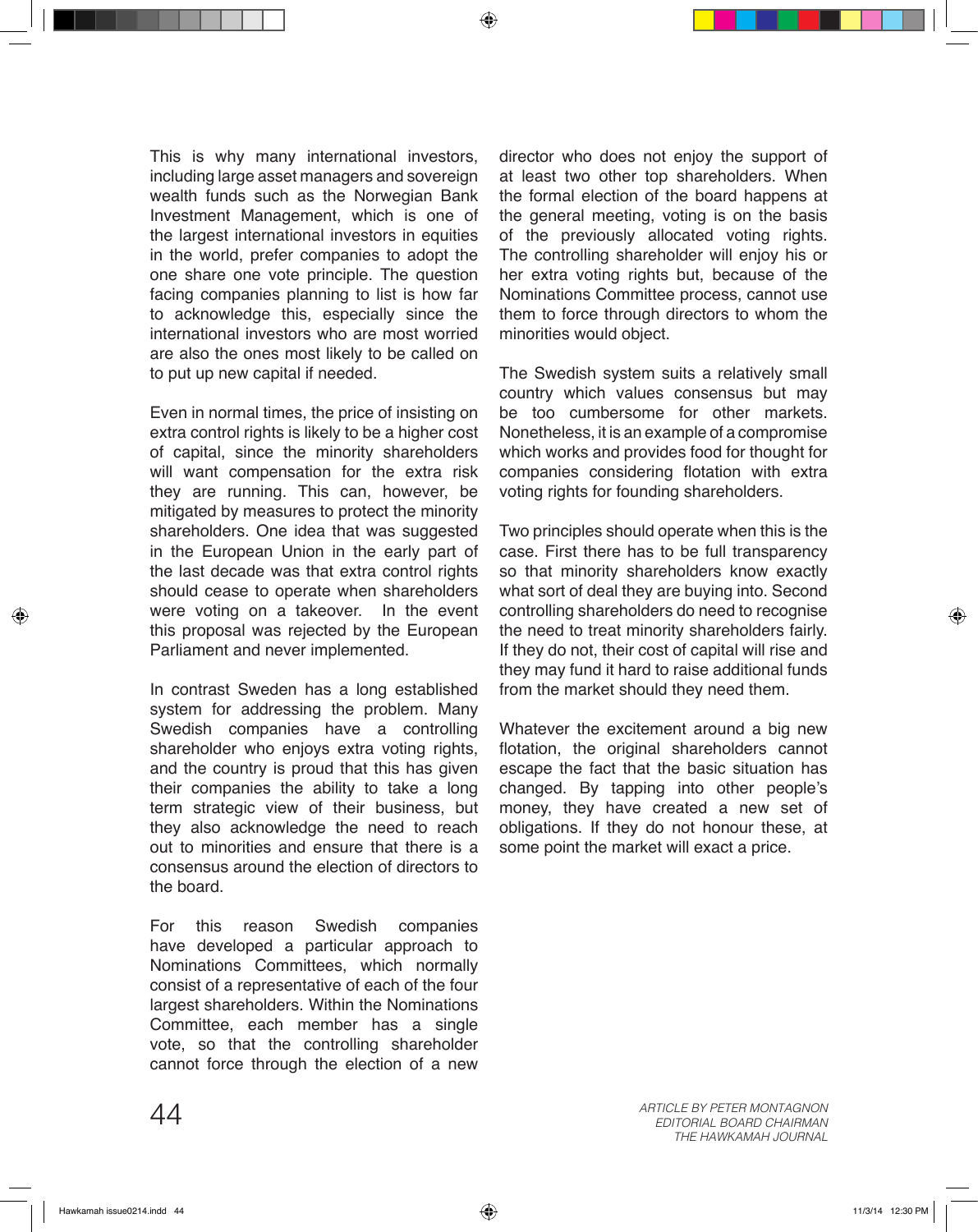This is why many international investors, including large asset managers and sovereign wealth funds such as the Norwegian Bank Investment Management, which is one of the largest international investors in equities in the world, prefer companies to adopt the one share one vote principle. The question facing companies planning to list is how far to acknowledge this, especially since the international investors who are most worried are also the ones most likely to be called on to put up new capital if needed.

Even in normal times, the price of insisting on extra control rights is likely to be a higher cost of capital, since the minority shareholders will want compensation for the extra risk they are running. This can, however, be mitigated by measures to protect the minority shareholders. One idea that was suggested in the European Union in the early part of the last decade was that extra control rights should cease to operate when shareholders were voting on a takeover. In the event this proposal was rejected by the European Parliament and never implemented.

In contrast Sweden has a long established system for addressing the problem. Many Swedish companies have a controlling shareholder who enjoys extra voting rights, and the country is proud that this has given their companies the ability to take a long term strategic view of their business, but they also acknowledge the need to reach out to minorities and ensure that there is a consensus around the election of directors to the board.

For this reason Swedish companies have developed a particular approach to Nominations Committees, which normally consist of a representative of each of the four largest shareholders. Within the Nominations Committee, each member has a single vote, so that the controlling shareholder cannot force through the election of a new director who does not enjoy the support of at least two other top shareholders. When the formal election of the board happens at the general meeting, voting is on the basis of the previously allocated voting rights. The controlling shareholder will enjoy his or her extra voting rights but, because of the Nominations Committee process, cannot use them to force through directors to whom the minorities would object.

The Swedish system suits a relatively small country which values consensus but may be too cumbersome for other markets. Nonetheless, it is an example of a compromise which works and provides food for thought for companies considering flotation with extra voting rights for founding shareholders.

Two principles should operate when this is the case. First there has to be full transparency so that minority shareholders know exactly what sort of deal they are buying into. Second controlling shareholders do need to recognise the need to treat minority shareholders fairly. If they do not, their cost of capital will rise and they may fund it hard to raise additional funds from the market should they need them.

Whatever the excitement around a big new flotation, the original shareholders cannot escape the fact that the basic situation has changed. By tapping into other people's money, they have created a new set of obligations. If they do not honour these, at some point the market will exact a price.

*ARTICLE BY PETER MONTAGNON*
*EDITORIAL BOARD CHAIRMAN*
*THE HAWKAMAH JOURNAL*